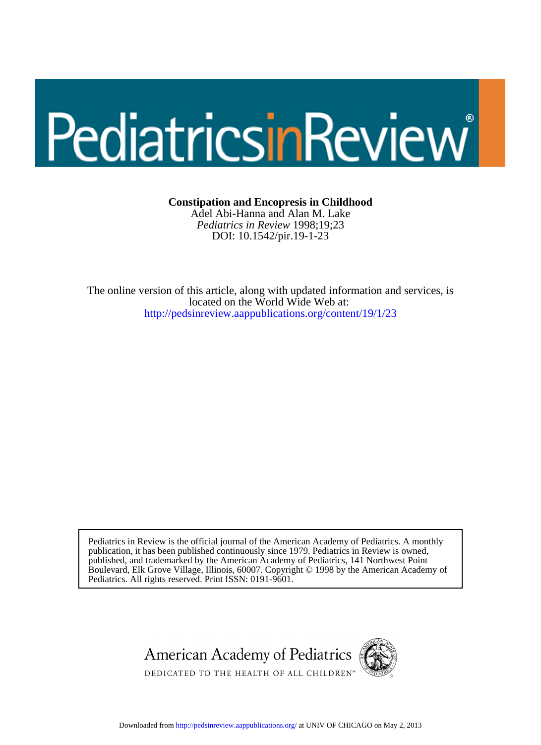# Constipation and Encopresis in Childhood

Adel Abi-Hanna and Alan M. Lake

*Pediatrics in Review* 1998;19;23

DOI: 10.1542/pir.19-1-23

The online version of this article, along with updated information and services, is located on the World Wide Web at:

http://pedsinreview.aappublications.org/content/19/1/23

Pediatrics in Review is the official journal of the American Academy of Pediatrics. A monthly publication, it has been published continuously since 1979. Pediatrics in Review is owned, published, and trademarked by the American Academy of Pediatrics, 141 Northwest Point Boulevard, Elk Grove Village, Illinois, 60007. Copyright © 1998 by the American Academy of Pediatrics. All rights reserved. Print ISSN: 0191-9601.

American Academy of Pediatrics

DEDICATED TO THE HEALTH OF ALL CHILDREN™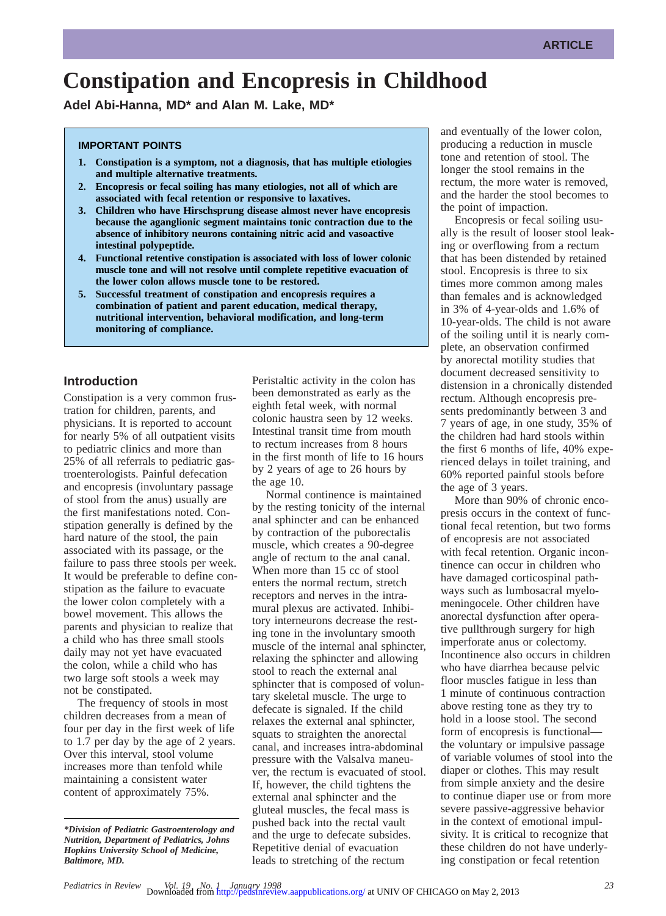ARTICLE

# Constipation and Encopresis in Childhood

**Adel Abi-Hanna, MD\* and Alan M. Lake, MD\***

> **IMPORTANT POINTS**
>
> 1. **Constipation is a symptom, not a diagnosis, that has multiple etiologies and multiple alternative treatments.**
> 2. **Encopresis or fecal soiling has many etiologies, not all of which are associated with fecal retention or responsive to laxatives.**
> 3. **Children who have Hirschsprung disease almost never have encopresis because the aganglionic segment maintains tonic contraction due to the absence of inhibitory neurons containing nitric acid and vasoactive intestinal polypeptide.**
> 4. **Functional retentive constipation is associated with loss of lower colonic muscle tone and will not resolve until complete repetitive evacuation of the lower colon allows muscle tone to be restored.**
> 5. **Successful treatment of constipation and encopresis requires a combination of patient and parent education, medical therapy, nutritional intervention, behavioral modification, and long-term monitoring of compliance.**

## Introduction

Constipation is a very common frustration for children, parents, and physicians. It is reported to account for nearly 5% of all outpatient visits to pediatric clinics and more than 25% of all referrals to pediatric gastroenterologists. Painful defecation and encopresis (involuntary passage of stool from the anus) usually are the first manifestations noted. Constipation generally is defined by the hard nature of the stool, the pain associated with its passage, or the failure to pass three stools per week. It would be preferable to define constipation as the failure to evacuate the lower colon completely with a bowel movement. This allows the parents and physician to realize that a child who has three small stools daily may not yet have evacuated the colon, while a child who has two large soft stools a week may not be constipated.

The frequency of stools in most children decreases from a mean of four per day in the first week of life to 1.7 per day by the age of 2 years. Over this interval, stool volume increases more than tenfold while maintaining a consistent water content of approximately 75%.

Peristaltic activity in the colon has been demonstrated as early as the eighth fetal week, with normal colonic haustra seen by 12 weeks. Intestinal transit time from mouth to rectum increases from 8 hours in the first month of life to 16 hours by 2 years of age to 26 hours by the age 10.

Normal continence is maintained by the resting tonicity of the internal anal sphincter and can be enhanced by contraction of the puborectalis muscle, which creates a 90-degree angle of rectum to the anal canal. When more than 15 cc of stool enters the normal rectum, stretch receptors and nerves in the intramural plexus are activated. Inhibitory interneurons decrease the resting tone in the involuntary smooth muscle of the internal anal sphincter, relaxing the sphincter and allowing stool to reach the external anal sphincter that is composed of voluntary skeletal muscle. The urge to defecate is signaled. If the child relaxes the external anal sphincter, squats to straighten the anorectal canal, and increases intra-abdominal pressure with the Valsalva maneuver, the rectum is evacuated of stool. If, however, the child tightens the external anal sphincter and the gluteal muscles, the fecal mass is pushed back into the rectal vault and the urge to defecate subsides. Repetitive denial of evacuation leads to stretching of the rectum and eventually of the lower colon, producing a reduction in muscle tone and retention of stool. The longer the stool remains in the rectum, the more water is removed, and the harder the stool becomes to the point of impaction.

Encopresis or fecal soiling usually is the result of looser stool leaking or overflowing from a rectum that has been distended by retained stool. Encopresis is three to six times more common among males than females and is acknowledged in 3% of 4-year-olds and 1.6% of 10-year-olds. The child is not aware of the soiling until it is nearly complete, an observation confirmed by anorectal motility studies that document decreased sensitivity to distension in a chronically distended rectum. Although encopresis presents predominantly between 3 and 7 years of age, in one study, 35% of the children had hard stools within the first 6 months of life, 40% experienced delays in toilet training, and 60% reported painful stools before the age of 3 years.

More than 90% of chronic encopresis occurs in the context of functional fecal retention, but two forms of encopresis are not associated with fecal retention. Organic incontinence can occur in children who have damaged corticospinal pathways such as lumbosacral myelomeningocele. Other children have anorectal dysfunction after operative pullthrough surgery for high imperforate anus or colectomy. Incontinence also occurs in children who have diarrhea because pelvic floor muscles fatigue in less than 1 minute of continuous contraction above resting tone as they try to hold in a loose stool. The second form of encopresis is functional—the voluntary or impulsive passage of variable volumes of stool into the diaper or clothes. This may result from simple anxiety and the desire to continue diaper use or from more severe passive-aggressive behavior in the context of emotional impulsivity. It is critical to recognize that these children do not have underlying constipation or fecal retention

*\*Division of Pediatric Gastroenterology and Nutrition, Department of Pediatrics, Johns Hopkins University School of Medicine, Baltimore, MD.*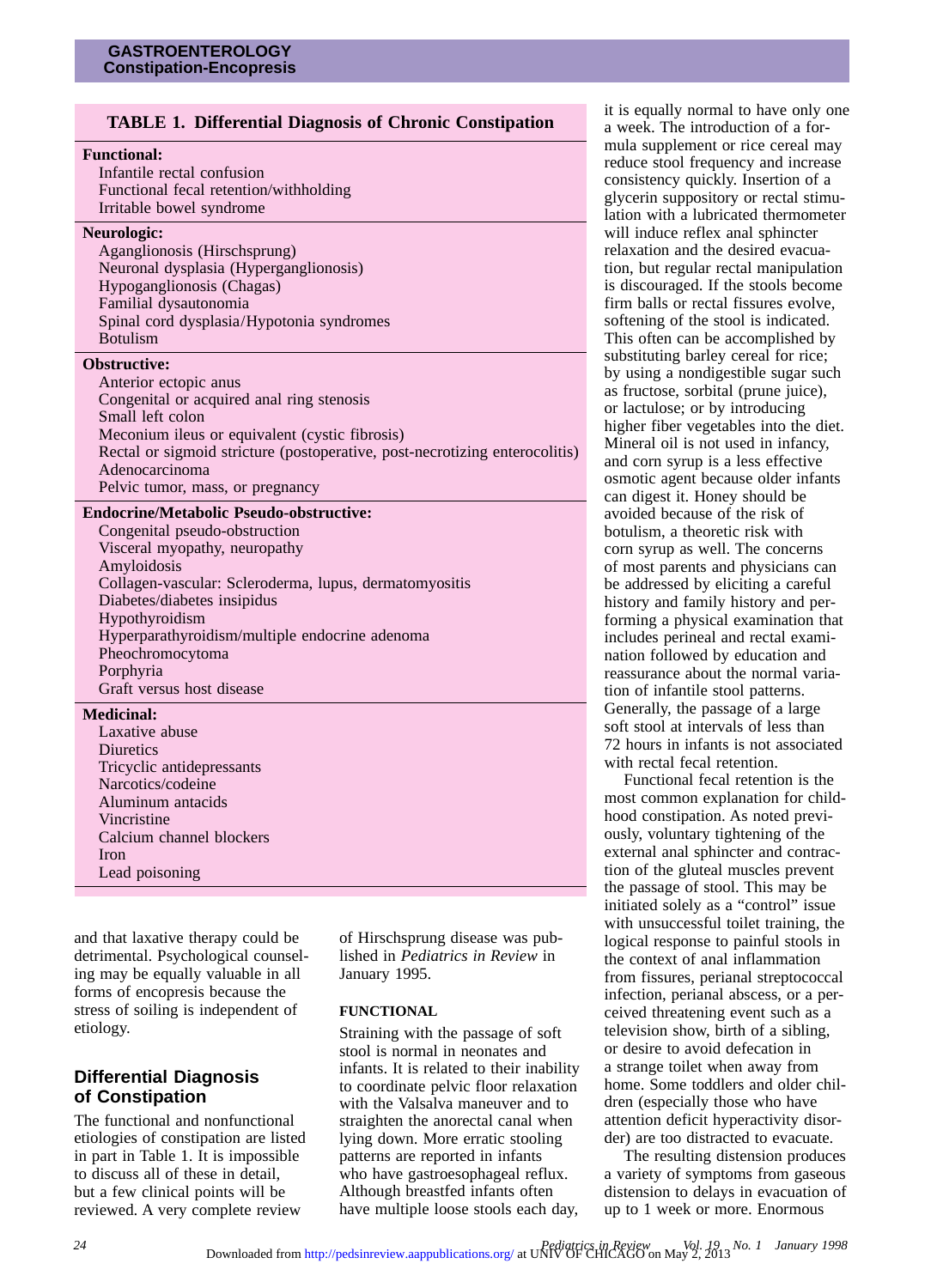**TABLE 1. Differential Diagnosis of Chronic Constipation**

| |
|---|
| **Functional:** |
| Infantile rectal confusion |
| Functional fecal retention/withholding |
| Irritable bowel syndrome |
| **Neurologic:** |
| Aganglionosis (Hirschsprung) |
| Neuronal dysplasia (Hyperganglionosis) |
| Hypoganglionosis (Chagas) |
| Familial dysautonomia |
| Spinal cord dysplasia/Hypotonia syndromes |
| Botulism |
| **Obstructive:** |
| Anterior ectopic anus |
| Congenital or acquired anal ring stenosis |
| Small left colon |
| Meconium ileus or equivalent (cystic fibrosis) |
| Rectal or sigmoid stricture (postoperative, post-necrotizing enterocolitis) |
| Adenocarcinoma |
| Pelvic tumor, mass, or pregnancy |
| **Endocrine/Metabolic Pseudo-obstructive:** |
| Congenital pseudo-obstruction |
| Visceral myopathy, neuropathy |
| Amyloidosis |
| Collagen-vascular: Scleroderma, lupus, dermatomyositis |
| Diabetes/diabetes insipidus |
| Hypothyroidism |
| Hyperparathyroidism/multiple endocrine adenoma |
| Pheochromocytoma |
| Porphyria |
| Graft versus host disease |
| **Medicinal:** |
| Laxative abuse |
| Diuretics |
| Tricyclic antidepressants |
| Narcotics/codeine |
| Aluminum antacids |
| Vincristine |
| Calcium channel blockers |
| Iron |
| Lead poisoning |

and that laxative therapy could be detrimental. Psychological counseling may be equally valuable in all forms of encopresis because the stress of soiling is independent of etiology.

## Differential Diagnosis of Constipation

The functional and nonfunctional etiologies of constipation are listed in part in Table 1. It is impossible to discuss all of these in detail, but a few clinical points will be reviewed. A very complete review of Hirschsprung disease was published in *Pediatrics in Review* in January 1995.

### FUNCTIONAL

Straining with the passage of soft stool is normal in neonates and infants. It is related to their inability to coordinate pelvic floor relaxation with the Valsalva maneuver and to straighten the anorectal canal when lying down. More erratic stooling patterns are reported in infants who have gastroesophageal reflux. Although breastfed infants often have multiple loose stools each day, it is equally normal to have only one a week. The introduction of a formula supplement or rice cereal may reduce stool frequency and increase consistency quickly. Insertion of a glycerin suppository or rectal stimulation with a lubricated thermometer will induce reflex anal sphincter relaxation and the desired evacuation, but regular rectal manipulation is discouraged. If the stools become firm balls or rectal fissures evolve, softening of the stool is indicated. This often can be accomplished by substituting barley cereal for rice; by using a nondigestible sugar such as fructose, sorbitol (prune juice), or lactulose; or by introducing higher fiber vegetables into the diet. Mineral oil is not used in infancy, and corn syrup is a less effective osmotic agent because older infants can digest it. Honey should be avoided because of the risk of botulism, a theoretic risk with corn syrup as well. The concerns of most parents and physicians can be addressed by eliciting a careful history and family history and performing a physical examination that includes perineal and rectal examination followed by education and reassurance about the normal variation of infantile stool patterns. Generally, the passage of a large soft stool at intervals of less than 72 hours in infants is not associated with rectal fecal retention.

Functional fecal retention is the most common explanation for childhood constipation. As noted previously, voluntary tightening of the external anal sphincter and contraction of the gluteal muscles prevent the passage of stool. This may be initiated solely as a "control" issue with unsuccessful toilet training, the logical response to painful stools in the context of anal inflammation from fissures, perianal streptococcal infection, perianal abscess, or a perceived threatening event such as a television show, birth of a sibling, or desire to avoid defecation in a strange toilet when away from home. Some toddlers and older children (especially those who have attention deficit hyperactivity disorder) are too distracted to evacuate.

The resulting distension produces a variety of symptoms from gaseous distension to delays in evacuation of up to 1 week or more. Enormous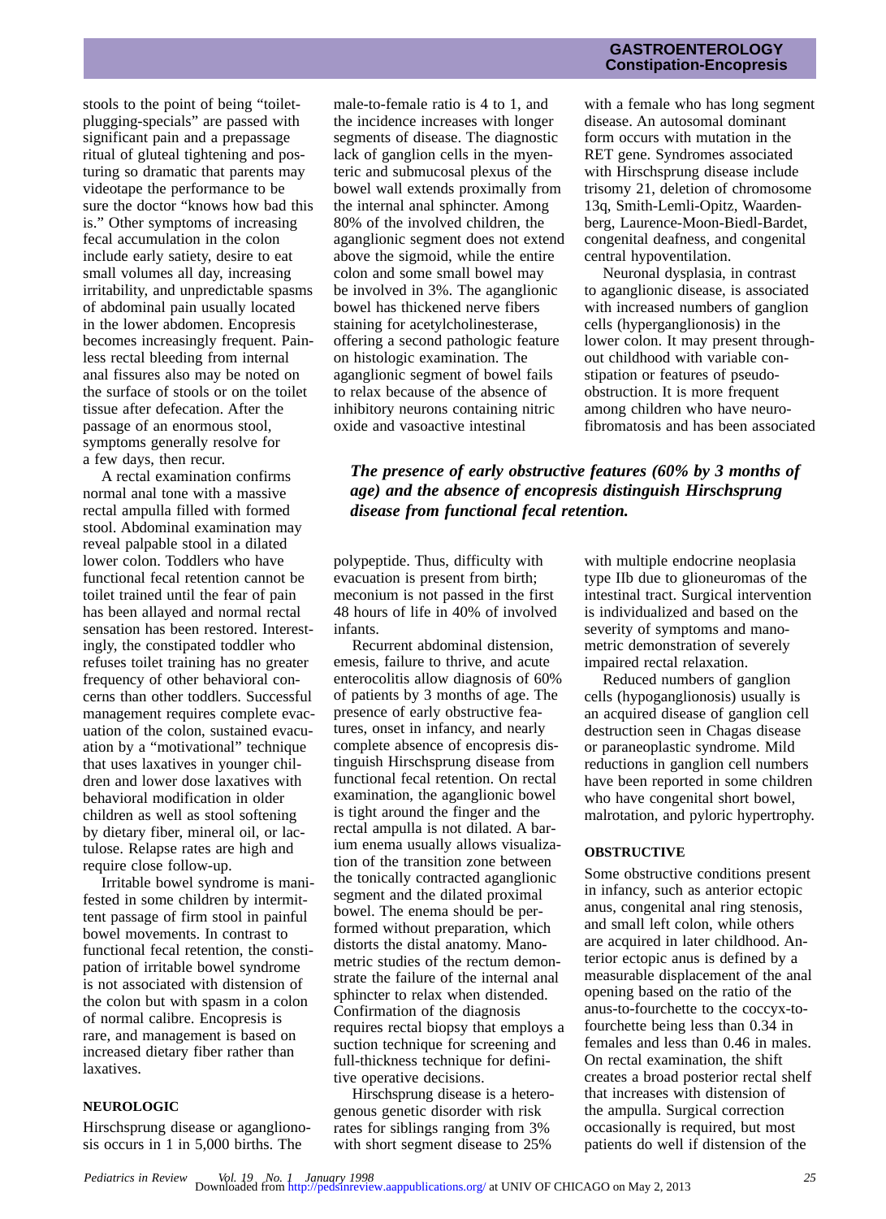stools to the point of being "toilet-plugging-specials" are passed with significant pain and a prepassage ritual of gluteal tightening and posturing so dramatic that parents may videotape the performance to be sure the doctor "knows how bad this is." Other symptoms of increasing fecal accumulation in the colon include early satiety, desire to eat small volumes all day, increasing irritability, and unpredictable spasms of abdominal pain usually located in the lower abdomen. Encopresis becomes increasingly frequent. Painless rectal bleeding from internal anal fissures also may be noted on the surface of stools or on the toilet tissue after defecation. After the passage of an enormous stool, symptoms generally resolve for a few days, then recur.

A rectal examination confirms normal anal tone with a massive rectal ampulla filled with formed stool. Abdominal examination may reveal palpable stool in a dilated lower colon. Toddlers who have functional fecal retention cannot be toilet trained until the fear of pain has been allayed and normal rectal sensation has been restored. Interestingly, the constipated toddler who refuses toilet training has no greater frequency of other behavioral concerns than other toddlers. Successful management requires complete evacuation of the colon, sustained evacuation by a "motivational" technique that uses laxatives in younger children and lower dose laxatives with behavioral modification in older children as well as stool softening by dietary fiber, mineral oil, or lactulose. Relapse rates are high and require close follow-up.

Irritable bowel syndrome is manifested in some children by intermittent passage of firm stool in painful bowel movements. In contrast to functional fecal retention, the constipation of irritable bowel syndrome is not associated with distension of the colon but with spasm in a colon of normal calibre. Encopresis is rare, and management is based on increased dietary fiber rather than laxatives.

## NEUROLOGIC

Hirschsprung disease or aganglionosis occurs in 1 in 5,000 births. The male-to-female ratio is 4 to 1, and the incidence increases with longer segments of disease. The diagnostic lack of ganglion cells in the myenteric and submucosal plexus of the bowel wall extends proximally from the internal anal sphincter. Among 80% of the involved children, the aganglionic segment does not extend above the sigmoid, while the entire colon and some small bowel may be involved in 3%. The aganglionic bowel has thickened nerve fibers staining for acetylcholinesterase, offering a second pathologic feature on histologic examination. The aganglionic segment of bowel fails to relax because of the absence of inhibitory neurons containing nitric oxide and vasoactive intestinal polypeptide. Thus, difficulty with evacuation is present from birth; meconium is not passed in the first 48 hours of life in 40% of involved infants.

*The presence of early obstructive features (60% by 3 months of age) and the absence of encopresis distinguish Hirschsprung disease from functional fecal retention.*

Recurrent abdominal distension, emesis, failure to thrive, and acute enterocolitis allow diagnosis of 60% of patients by 3 months of age. The presence of early obstructive features, onset in infancy, and nearly complete absence of encopresis distinguish Hirschsprung disease from functional fecal retention. On rectal examination, the aganglionic bowel is tight around the finger and the rectal ampulla is not dilated. A barium enema usually allows visualization of the transition zone between the tonically contracted aganglionic segment and the dilated proximal bowel. The enema should be performed without preparation, which distorts the distal anatomy. Manometric studies of the rectum demonstrate the failure of the internal anal sphincter to relax when distended. Confirmation of the diagnosis requires rectal biopsy that employs a suction technique for screening and full-thickness technique for definitive operative decisions.

Hirschsprung disease is a heterogenous genetic disorder with risk rates for siblings ranging from 3% with short segment disease to 25% with a female who has long segment disease. An autosomal dominant form occurs with mutation in the RET gene. Syndromes associated with Hirschsprung disease include trisomy 21, deletion of chromosome 13q, Smith-Lemli-Opitz, Waardenberg, Laurence-Moon-Biedl-Bardet, congenital deafness, and congenital central hypoventilation.

Neuronal dysplasia, in contrast to aganglionic disease, is associated with increased numbers of ganglion cells (hyperganglionosis) in the lower colon. It may present throughout childhood with variable constipation or features of pseudo-obstruction. It is more frequent among children who have neurofibromatosis and has been associated with multiple endocrine neoplasia type IIb due to glioneuromas of the intestinal tract. Surgical intervention is individualized and based on the severity of symptoms and manometric demonstration of severely impaired rectal relaxation.

Reduced numbers of ganglion cells (hypoganglionosis) usually is an acquired disease of ganglion cell destruction seen in Chagas disease or paraneoplastic syndrome. Mild reductions in ganglion cell numbers have been reported in some children who have congenital short bowel, malrotation, and pyloric hypertrophy.

## OBSTRUCTIVE

Some obstructive conditions present in infancy, such as anterior ectopic anus, congenital anal ring stenosis, and small left colon, while others are acquired in later childhood. Anterior ectopic anus is defined by a measurable displacement of the anal opening based on the ratio of the anus-to-fourchette to the coccyx-to-fourchette being less than 0.34 in females and less than 0.46 in males. On rectal examination, the shift creates a broad posterior rectal shelf that increases with distension of the ampulla. Surgical correction occasionally is required, but most patients do well if distension of the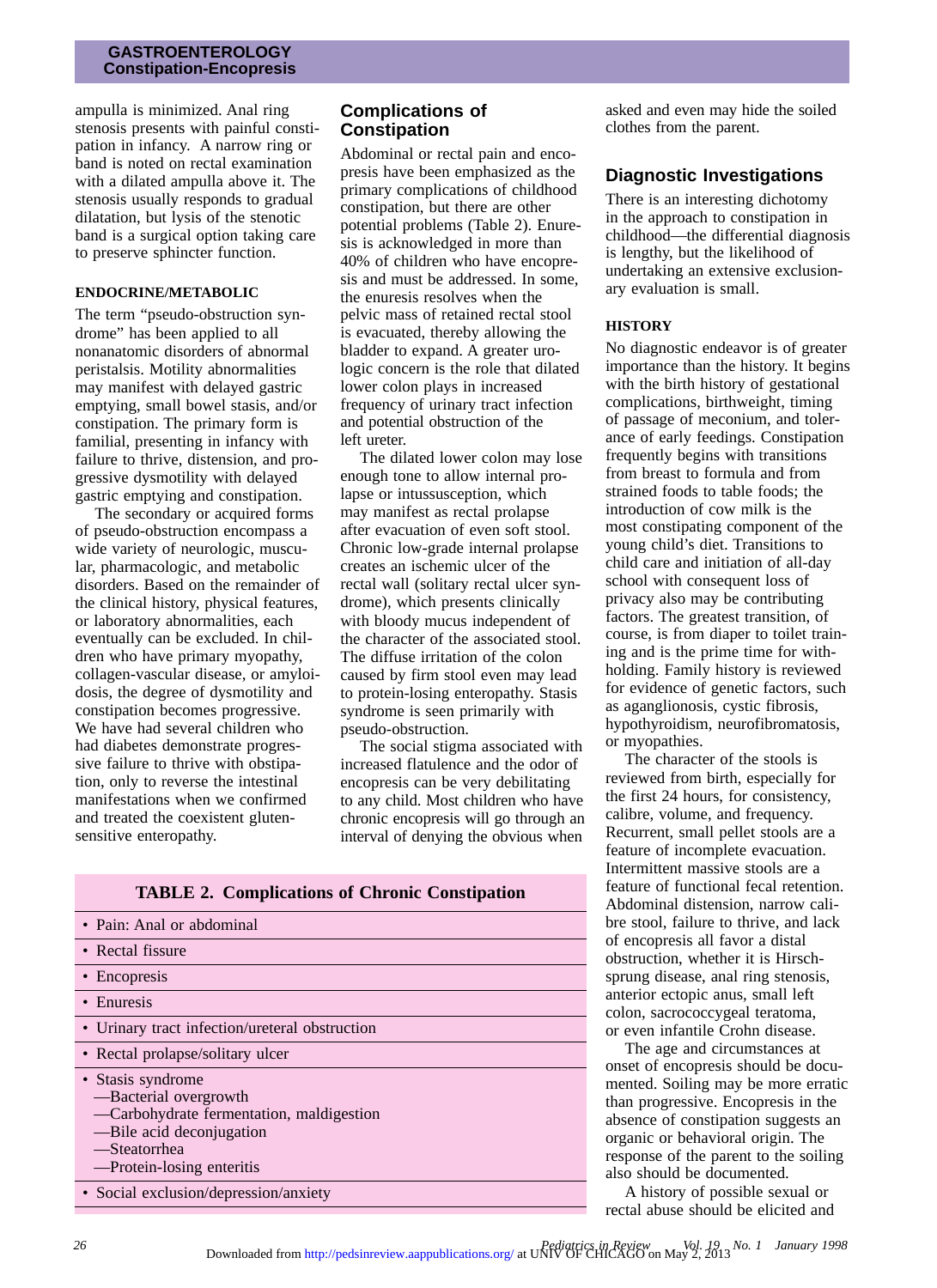ampulla is minimized. Anal ring stenosis presents with painful constipation in infancy. A narrow ring or band is noted on rectal examination with a dilated ampulla above it. The stenosis usually responds to gradual dilatation, but lysis of the stenotic band is a surgical option taking care to preserve sphincter function.

#### ENDOCRINE/METABOLIC

The term "pseudo-obstruction syndrome" has been applied to all nonanatomic disorders of abnormal peristalsis. Motility abnormalities may manifest with delayed gastric emptying, small bowel stasis, and/or constipation. The primary form is familial, presenting in infancy with failure to thrive, distension, and progressive dysmotility with delayed gastric emptying and constipation.

The secondary or acquired forms of pseudo-obstruction encompass a wide variety of neurologic, muscular, pharmacologic, and metabolic disorders. Based on the remainder of the clinical history, physical features, or laboratory abnormalities, each eventually can be excluded. In children who have primary myopathy, collagen-vascular disease, or amyloidosis, the degree of dysmotility and constipation becomes progressive. We have had several children who had diabetes demonstrate progressive failure to thrive with obstipation, only to reverse the intestinal manifestations when we confirmed and treated the coexistent gluten-sensitive enteropathy.

## Complications of Constipation

Abdominal or rectal pain and encopresis have been emphasized as the primary complications of childhood constipation, but there are other potential problems (Table 2). Enuresis is acknowledged in more than 40% of children who have encopresis and must be addressed. In some, the enuresis resolves when the pelvic mass of retained rectal stool is evacuated, thereby allowing the bladder to expand. A greater urologic concern is the role that dilated lower colon plays in increased frequency of urinary tract infection and potential obstruction of the left ureter.

The dilated lower colon may lose enough tone to allow internal prolapse or intussusception, which may manifest as rectal prolapse after evacuation of even soft stool. Chronic low-grade internal prolapse creates an ischemic ulcer of the rectal wall (solitary rectal ulcer syndrome), which presents clinically with bloody mucus independent of the character of the associated stool. The diffuse irritation of the colon caused by firm stool even may lead to protein-losing enteropathy. Stasis syndrome is seen primarily with pseudo-obstruction.

The social stigma associated with increased flatulence and the odor of encopresis can be very debilitating to any child. Most children who have chronic encopresis will go through an interval of denying the obvious when asked and even may hide the soiled clothes from the parent.

**TABLE 2. Complications of Chronic Constipation**

| |
|---|
| • Pain: Anal or abdominal |
| • Rectal fissure |
| • Encopresis |
| • Enuresis |
| • Urinary tract infection/ureteral obstruction |
| • Rectal prolapse/solitary ulcer |
| • Stasis syndrome<br>—Bacterial overgrowth<br>—Carbohydrate fermentation, maldigestion<br>—Bile acid deconjugation<br>—Steatorrhea<br>—Protein-losing enteritis |
| • Social exclusion/depression/anxiety |

## Diagnostic Investigations

There is an interesting dichotomy in the approach to constipation in childhood—the differential diagnosis is lengthy, but the likelihood of undertaking an extensive exclusionary evaluation is small.

#### HISTORY

No diagnostic endeavor is of greater importance than the history. It begins with the birth history of gestational complications, birthweight, timing of passage of meconium, and tolerance of early feedings. Constipation frequently begins with transitions from breast to formula and from strained foods to table foods; the introduction of cow milk is the most constipating component of the young child's diet. Transitions to child care and initiation of all-day school with consequent loss of privacy also may be contributing factors. The greatest transition, of course, is from diaper to toilet training and is the prime time for withholding. Family history is reviewed for evidence of genetic factors, such as aganglionosis, cystic fibrosis, hypothyroidism, neurofibromatosis, or myopathies.

The character of the stools is reviewed from birth, especially for the first 24 hours, for consistency, calibre, volume, and frequency. Recurrent, small pellet stools are a feature of incomplete evacuation. Intermittent massive stools are a feature of functional fecal retention. Abdominal distension, narrow calibre stool, failure to thrive, and lack of encopresis all favor a distal obstruction, whether it is Hirschsprung disease, anal ring stenosis, anterior ectopic anus, small left colon, sacrococcygeal teratoma, or even infantile Crohn disease.

The age and circumstances at onset of encopresis should be documented. Soiling may be more erratic than progressive. Encopresis in the absence of constipation suggests an organic or behavioral origin. The response of the parent to the soiling also should be documented.

A history of possible sexual or rectal abuse should be elicited and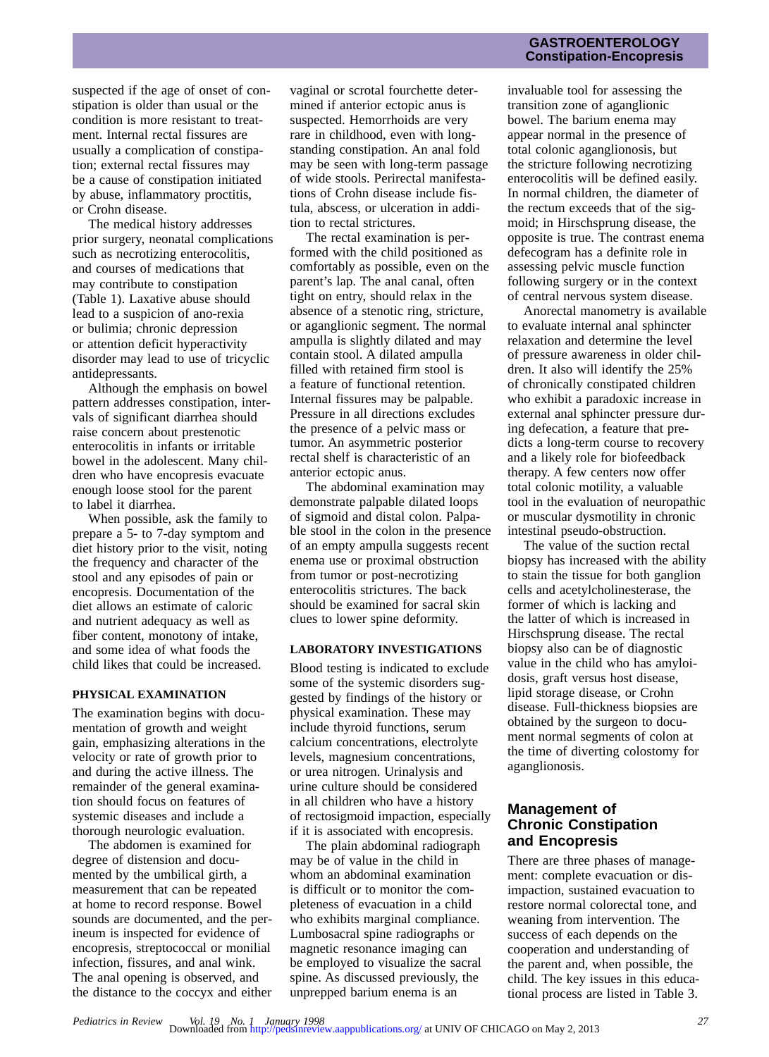suspected if the age of onset of constipation is older than usual or the condition is more resistant to treatment. Internal rectal fissures are usually a complication of constipation; external rectal fissures may be a cause of constipation initiated by abuse, inflammatory proctitis, or Crohn disease.

The medical history addresses prior surgery, neonatal complications such as necrotizing enterocolitis, and courses of medications that may contribute to constipation (Table 1). Laxative abuse should lead to a suspicion of ano-rexia or bulimia; chronic depression or attention deficit hyperactivity disorder may lead to use of tricyclic antidepressants.

Although the emphasis on bowel pattern addresses constipation, intervals of significant diarrhea should raise concern about prestenotic enterocolitis in infants or irritable bowel in the adolescent. Many children who have encopresis evacuate enough loose stool for the parent to label it diarrhea.

When possible, ask the family to prepare a 5- to 7-day symptom and diet history prior to the visit, noting the frequency and character of the stool and any episodes of pain or encopresis. Documentation of the diet allows an estimate of caloric and nutrient adequacy as well as fiber content, monotony of intake, and some idea of what foods the child likes that could be increased.

### PHYSICAL EXAMINATION

The examination begins with documentation of growth and weight gain, emphasizing alterations in the velocity or rate of growth prior to and during the active illness. The remainder of the general examination should focus on features of systemic diseases and include a thorough neurologic evaluation.

The abdomen is examined for degree of distension and documented by the umbilical girth, a measurement that can be repeated at home to record response. Bowel sounds are documented, and the perineum is inspected for evidence of encopresis, streptococcal or monilial infection, fissures, and anal wink. The anal opening is observed, and the distance to the coccyx and either vaginal or scrotal fourchette determined if anterior ectopic anus is suspected. Hemorrhoids are very rare in childhood, even with longstanding constipation. An anal fold may be seen with long-term passage of wide stools. Perirectal manifestations of Crohn disease include fistula, abscess, or ulceration in addition to rectal strictures.

The rectal examination is performed with the child positioned as comfortably as possible, even on the parent's lap. The anal canal, often tight on entry, should relax in the absence of a stenotic ring, stricture, or aganglionic segment. The normal ampulla is slightly dilated and may contain stool. A dilated ampulla filled with retained firm stool is a feature of functional retention. Internal fissures may be palpable. Pressure in all directions excludes the presence of a pelvic mass or tumor. An asymmetric posterior rectal shelf is characteristic of an anterior ectopic anus.

The abdominal examination may demonstrate palpable dilated loops of sigmoid and distal colon. Palpable stool in the colon in the presence of an empty ampulla suggests recent enema use or proximal obstruction from tumor or post-necrotizing enterocolitis strictures. The back should be examined for sacral skin clues to lower spine deformity.

### LABORATORY INVESTIGATIONS

Blood testing is indicated to exclude some of the systemic disorders suggested by findings of the history or physical examination. These may include thyroid functions, serum calcium concentrations, electrolyte levels, magnesium concentrations, or urea nitrogen. Urinalysis and urine culture should be considered in all children who have a history of rectosigmoid impaction, especially if it is associated with encopresis.

The plain abdominal radiograph may be of value in the child in whom an abdominal examination is difficult or to monitor the completeness of evacuation in a child who exhibits marginal compliance. Lumbosacral spine radiographs or magnetic resonance imaging can be employed to visualize the sacral spine. As discussed previously, the unprepped barium enema is an invaluable tool for assessing the transition zone of aganglionic bowel. The barium enema may appear normal in the presence of total colonic aganglionosis, but the stricture following necrotizing enterocolitis will be defined easily. In normal children, the diameter of the rectum exceeds that of the sigmoid; in Hirschsprung disease, the opposite is true. The contrast enema defecogram has a definite role in assessing pelvic muscle function following surgery or in the context of central nervous system disease.

Anorectal manometry is available to evaluate internal anal sphincter relaxation and determine the level of pressure awareness in older children. It also will identify the 25% of chronically constipated children who exhibit a paradoxic increase in external anal sphincter pressure during defecation, a feature that predicts a long-term course to recovery and a likely role for biofeedback therapy. A few centers now offer total colonic motility, a valuable tool in the evaluation of neuropathic or muscular dysmotility in chronic intestinal pseudo-obstruction.

The value of the suction rectal biopsy has increased with the ability to stain the tissue for both ganglion cells and acetylcholinesterase, the former of which is lacking and the latter of which is increased in Hirschsprung disease. The rectal biopsy also can be of diagnostic value in the child who has amyloidosis, graft versus host disease, lipid storage disease, or Crohn disease. Full-thickness biopsies are obtained by the surgeon to document normal segments of colon at the time of diverting colostomy for aganglionosis.

## Management of Chronic Constipation and Encopresis

There are three phases of management: complete evacuation or disimpaction, sustained evacuation to restore normal colorectal tone, and weaning from intervention. The success of each depends on the cooperation and understanding of the parent and, when possible, the child. The key issues in this educational process are listed in Table 3.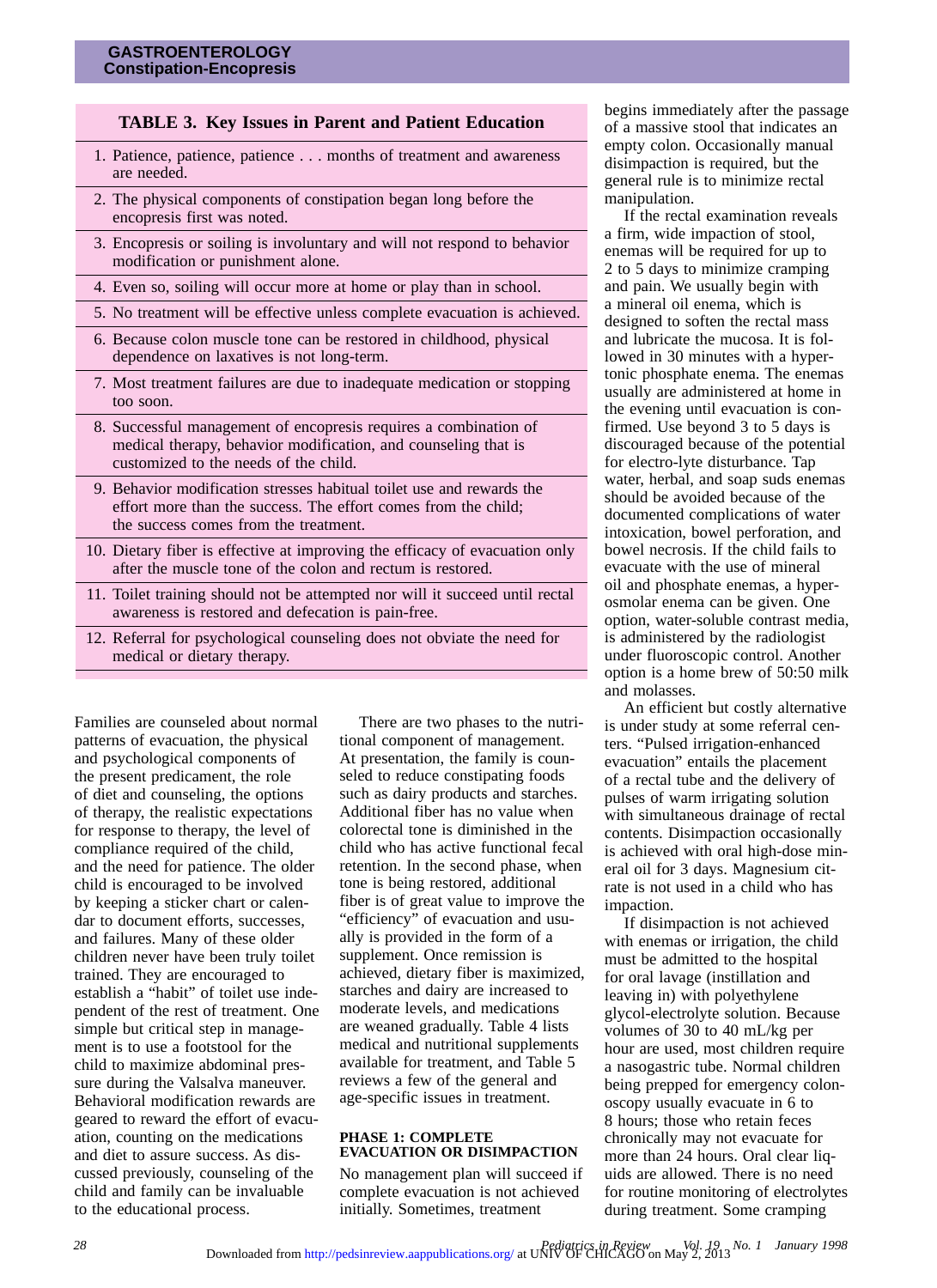**TABLE 3. Key Issues in Parent and Patient Education**

1. Patience, patience, patience . . . months of treatment and awareness are needed.
2. The physical components of constipation began long before the encopresis first was noted.
3. Encopresis or soiling is involuntary and will not respond to behavior modification or punishment alone.
4. Even so, soiling will occur more at home or play than in school.
5. No treatment will be effective unless complete evacuation is achieved.
6. Because colon muscle tone can be restored in childhood, physical dependence on laxatives is not long-term.
7. Most treatment failures are due to inadequate medication or stopping too soon.
8. Successful management of encopresis requires a combination of medical therapy, behavior modification, and counseling that is customized to the needs of the child.
9. Behavior modification stresses habitual toilet use and rewards the effort more than the success. The effort comes from the child; the success comes from the treatment.
10. Dietary fiber is effective at improving the efficacy of evacuation only after the muscle tone of the colon and rectum is restored.
11. Toilet training should not be attempted nor will it succeed until rectal awareness is restored and defecation is pain-free.
12. Referral for psychological counseling does not obviate the need for medical or dietary therapy.

Families are counseled about normal patterns of evacuation, the physical and psychological components of the present predicament, the role of diet and counseling, the options of therapy, the realistic expectations for response to therapy, the level of compliance required of the child, and the need for patience. The older child is encouraged to be involved by keeping a sticker chart or calendar to document efforts, successes, and failures. Many of these older children never have been truly toilet trained. They are encouraged to establish a "habit" of toilet use independent of the rest of treatment. One simple but critical step in management is to use a footstool for the child to maximize abdominal pressure during the Valsalva maneuver. Behavioral modification rewards are geared to reward the effort of evacuation, counting on the medications and diet to assure success. As discussed previously, counseling of the child and family can be invaluable to the educational process.

There are two phases to the nutritional component of management. At presentation, the family is counseled to reduce constipating foods such as dairy products and starches. Additional fiber has no value when colorectal tone is diminished in the child who has active functional fecal retention. In the second phase, when tone is being restored, additional fiber is of great value to improve the "efficiency" of evacuation and usually is provided in the form of a supplement. Once remission is achieved, dietary fiber is maximized, starches and dairy are increased to moderate levels, and medications are weaned gradually. Table 4 lists medical and nutritional supplements available for treatment, and Table 5 reviews a few of the general and age-specific issues in treatment.

## PHASE 1: COMPLETE EVACUATION OR DISIMPACTION

No management plan will succeed if complete evacuation is not achieved initially. Sometimes, treatment begins immediately after the passage of a massive stool that indicates an empty colon. Occasionally manual disimpaction is required, but the general rule is to minimize rectal manipulation.

If the rectal examination reveals a firm, wide impaction of stool, enemas will be required for up to 2 to 5 days to minimize cramping and pain. We usually begin with a mineral oil enema, which is designed to soften the rectal mass and lubricate the mucosa. It is followed in 30 minutes with a hypertonic phosphate enema. The enemas usually are administered at home in the evening until evacuation is confirmed. Use beyond 3 to 5 days is discouraged because of the potential for electro-lyte disturbance. Tap water, herbal, and soap suds enemas should be avoided because of the documented complications of water intoxication, bowel perforation, and bowel necrosis. If the child fails to evacuate with the use of mineral oil and phosphate enemas, a hyperosmolar enema can be given. One option, water-soluble contrast media, is administered by the radiologist under fluoroscopic control. Another option is a home brew of 50:50 milk and molasses.

An efficient but costly alternative is under study at some referral centers. "Pulsed irrigation-enhanced evacuation" entails the placement of a rectal tube and the delivery of pulses of warm irrigating solution with simultaneous drainage of rectal contents. Disimpaction occasionally is achieved with oral high-dose mineral oil for 3 days. Magnesium citrate is not used in a child who has impaction.

If disimpaction is not achieved with enemas or irrigation, the child must be admitted to the hospital for oral lavage (instillation and leaving in) with polyethylene glycol-electrolyte solution. Because volumes of 30 to 40 mL/kg per hour are used, most children require a nasogastric tube. Normal children being prepped for emergency colonoscopy usually evacuate in 6 to 8 hours; those who retain feces chronically may not evacuate for more than 24 hours. Oral clear liquids are allowed. There is no need for routine monitoring of electrolytes during treatment. Some cramping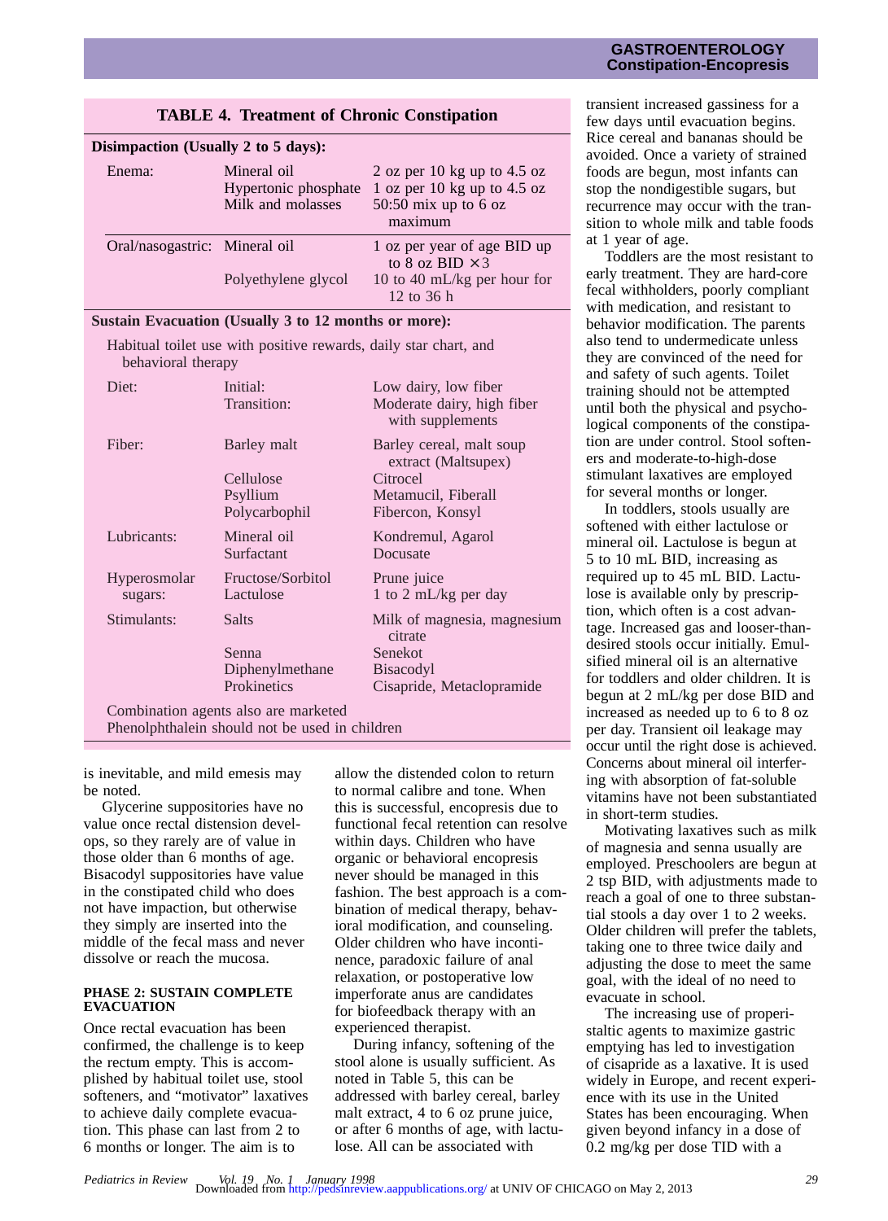**TABLE 4. Treatment of Chronic Constipation**

| | | |
|---|---|---|
| **Disimpaction (Usually 2 to 5 days):** | | |
| Enema: | Mineral oil | 2 oz per 10 kg up to 4.5 oz |
| | Hypertonic phosphate | 1 oz per 10 kg up to 4.5 oz |
| | Milk and molasses | 50:50 mix up to 6 oz maximum |
| Oral/nasogastric: | Mineral oil | 1 oz per year of age BID up to 8 oz BID ×3 |
| | Polyethylene glycol | 10 to 40 mL/kg per hour for 12 to 36 h |
| **Sustain Evacuation (Usually 3 to 12 months or more):** | | |
| Habitual toilet use with positive rewards, daily star chart, and behavioral therapy | | |
| Diet: | Initial: | Low dairy, low fiber |
| | Transition: | Moderate dairy, high fiber with supplements |
| Fiber: | Barley malt | Barley cereal, malt soup extract (Maltsupex) |
| | Cellulose | Citrocel |
| | Psyllium | Metamucil, Fiberall |
| | Polycarbophil | Fibercon, Konsyl |
| Lubricants: | Mineral oil | Kondremul, Agarol |
| | Surfactant | Docusate |
| Hyperosmolar sugars: | Fructose/Sorbitol | Prune juice |
| | Lactulose | 1 to 2 mL/kg per day |
| Stimulants: | Salts | Milk of magnesia, magnesium citrate |
| | Senna | Senekot |
| | Diphenylmethane | Bisacodyl |
| | Prokinetics | Cisapride, Metaclopramide |
| Combination agents also are marketed | | |
| Phenolphthalein should not be used in children | | |

is inevitable, and mild emesis may be noted.

Glycerine suppositories have no value once rectal distension develops, so they rarely are of value in those older than 6 months of age. Bisacodyl suppositories have value in the constipated child who does not have impaction, but otherwise they simply are inserted into the middle of the fecal mass and never dissolve or reach the mucosa.

#### PHASE 2: SUSTAIN COMPLETE EVACUATION

Once rectal evacuation has been confirmed, the challenge is to keep the rectum empty. This is accomplished by habitual toilet use, stool softeners, and "motivator" laxatives to achieve daily complete evacuation. This phase can last from 2 to 6 months or longer. The aim is to allow the distended colon to return to normal calibre and tone. When this is successful, encopresis due to functional fecal retention can resolve within days. Children who have organic or behavioral encopresis never should be managed in this fashion. The best approach is a combination of medical therapy, behavioral modification, and counseling. Older children who have incontinence, paradoxic failure of anal relaxation, or postoperative low imperforate anus are candidates for biofeedback therapy with an experienced therapist.

During infancy, softening of the stool alone is usually sufficient. As noted in Table 5, this can be addressed with barley cereal, barley malt extract, 4 to 6 oz prune juice, or after 6 months of age, with lactulose. All can be associated with transient increased gassiness for a few days until evacuation begins. Rice cereal and bananas should be avoided. Once a variety of strained foods are begun, most infants can stop the nondigestible sugars, but recurrence may occur with the transition to whole milk and table foods at 1 year of age.

Toddlers are the most resistant to early treatment. They are hard-core fecal withholders, poorly compliant with medication, and resistant to behavior modification. The parents also tend to undermedicate unless they are convinced of the need for and safety of such agents. Toilet training should not be attempted until both the physical and psychological components of the constipation are under control. Stool softeners and moderate-to-high-dose stimulant laxatives are employed for several months or longer.

In toddlers, stools usually are softened with either lactulose or mineral oil. Lactulose is begun at 5 to 10 mL BID, increasing as required up to 45 mL BID. Lactulose is available only by prescription, which often is a cost advantage. Increased gas and looser-than-desired stools occur initially. Emulsified mineral oil is an alternative for toddlers and older children. It is begun at 2 mL/kg per dose BID and increased as needed up to 6 to 8 oz per day. Transient oil leakage may occur until the right dose is achieved. Concerns about mineral oil interfering with absorption of fat-soluble vitamins have not been substantiated in short-term studies.

Motivating laxatives such as milk of magnesia and senna usually are employed. Preschoolers are begun at 2 tsp BID, with adjustments made to reach a goal of one to three substantial stools a day over 1 to 2 weeks. Older children will prefer the tablets, taking one to three twice daily and adjusting the dose to meet the same goal, with the ideal of no need to evacuate in school.

The increasing use of properistaltic agents to maximize gastric emptying has led to investigation of cisapride as a laxative. It is used widely in Europe, and recent experience with its use in the United States has been encouraging. When given beyond infancy in a dose of 0.2 mg/kg per dose TID with a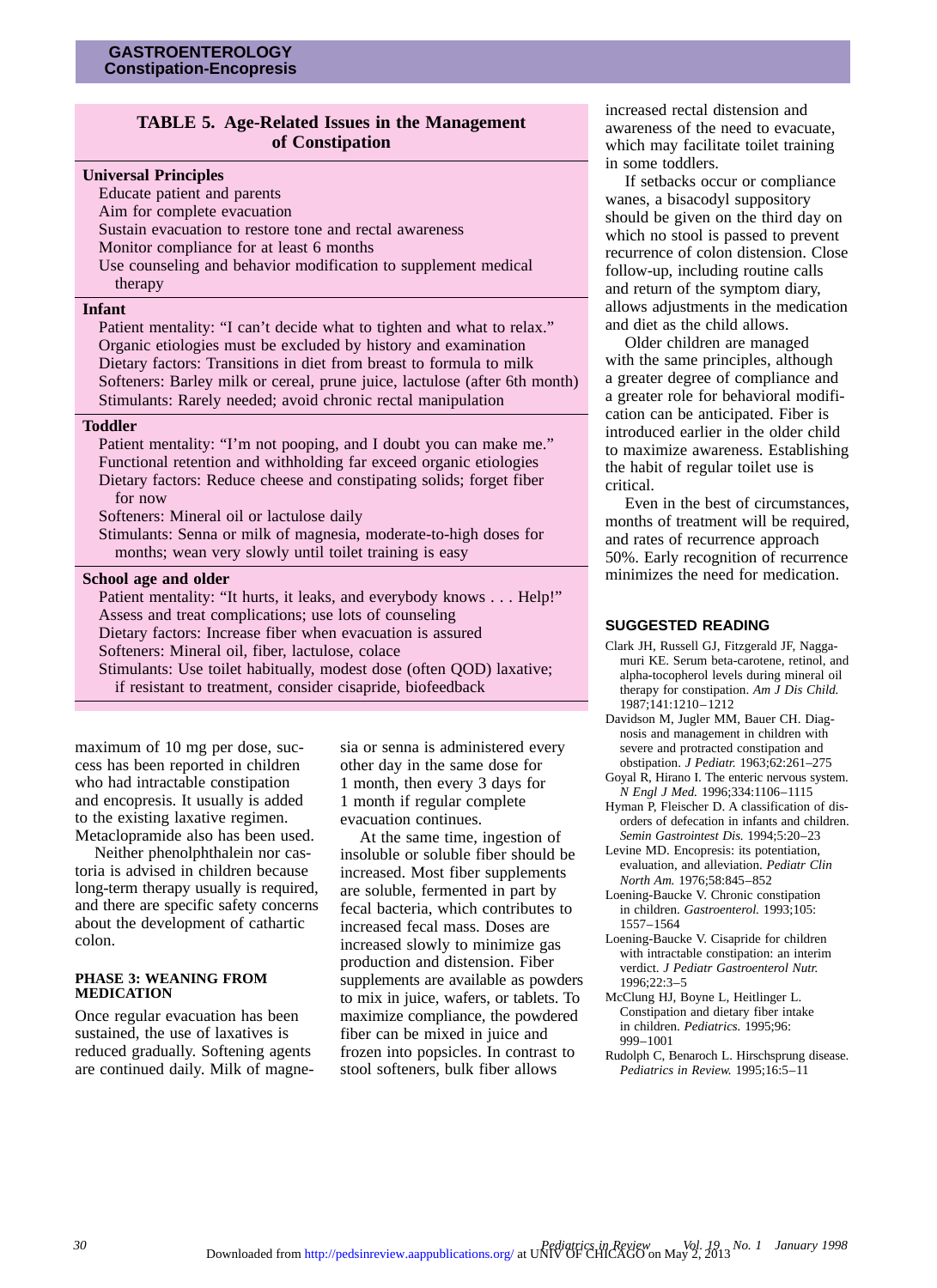**TABLE 5. Age-Related Issues in the Management of Constipation**

**Universal Principles**

- Educate patient and parents
- Aim for complete evacuation
- Sustain evacuation to restore tone and rectal awareness
- Monitor compliance for at least 6 months
- Use counseling and behavior modification to supplement medical therapy

**Infant**

- Patient mentality: "I can't decide what to tighten and what to relax."
- Organic etiologies must be excluded by history and examination
- Dietary factors: Transitions in diet from breast to formula to milk
- Softeners: Barley milk or cereal, prune juice, lactulose (after 6th month)
- Stimulants: Rarely needed; avoid chronic rectal manipulation

**Toddler**

- Patient mentality: "I'm not pooping, and I doubt you can make me."
- Functional retention and withholding far exceed organic etiologies
- Dietary factors: Reduce cheese and constipating solids; forget fiber for now
- Softeners: Mineral oil or lactulose daily
- Stimulants: Senna or milk of magnesia, moderate-to-high doses for months; wean very slowly until toilet training is easy

**School age and older**

- Patient mentality: "It hurts, it leaks, and everybody knows . . . Help!"
- Assess and treat complications; use lots of counseling
- Dietary factors: Increase fiber when evacuation is assured
- Softeners: Mineral oil, fiber, lactulose, colace
- Stimulants: Use toilet habitually, modest dose (often QOD) laxative; if resistant to treatment, consider cisapride, biofeedback

maximum of 10 mg per dose, success has been reported in children who had intractable constipation and encopresis. It usually is added to the existing laxative regimen. Metaclopramide also has been used.

Neither phenolphthalein nor castoria is advised in children because long-term therapy usually is required, and there are specific safety concerns about the development of cathartic colon.

### PHASE 3: WEANING FROM MEDICATION

Once regular evacuation has been sustained, the use of laxatives is reduced gradually. Softening agents are continued daily. Milk of magnesia or senna is administered every other day in the same dose for 1 month, then every 3 days for 1 month if regular complete evacuation continues.

At the same time, ingestion of insoluble or soluble fiber should be increased. Most fiber supplements are soluble, fermented in part by fecal bacteria, which contributes to increased fecal mass. Doses are increased slowly to minimize gas production and distension. Fiber supplements are available as powders to mix in juice, wafers, or tablets. To maximize compliance, the powdered fiber can be mixed in juice and frozen into popsicles. In contrast to stool softeners, bulk fiber allows increased rectal distension and awareness of the need to evacuate, which may facilitate toilet training in some toddlers.

If setbacks occur or compliance wanes, a bisacodyl suppository should be given on the third day on which no stool is passed to prevent recurrence of colon distension. Close follow-up, including routine calls and return of the symptom diary, allows adjustments in the medication and diet as the child allows.

Older children are managed with the same principles, although a greater degree of compliance and a greater role for behavioral modification can be anticipated. Fiber is introduced earlier in the older child to maximize awareness. Establishing the habit of regular toilet use is critical.

Even in the best of circumstances, months of treatment will be required, and rates of recurrence approach 50%. Early recognition of recurrence minimizes the need for medication.

### SUGGESTED READING

Clark JH, Russell GJ, Fitzgerald JF, Nagga-muri KE. Serum beta-carotene, retinol, and alpha-tocopherol levels during mineral oil therapy for constipation. *Am J Dis Child.* 1987;141:1210–1212

Davidson M, Jugler MM, Bauer CH. Diagnosis and management in children with severe and protracted constipation and obstipation. *J Pediatr.* 1963;62:261–275

Goyal R, Hirano I. The enteric nervous system. *N Engl J Med.* 1996;334:1106–1115

Hyman P, Fleischer D. A classification of disorders of defecation in infants and children. *Semin Gastrointest Dis.* 1994;5:20–23

Levine MD. Encopresis: its potentiation, evaluation, and alleviation. *Pediatr Clin North Am.* 1976;58:845–852

Loening-Baucke V. Chronic constipation in children. *Gastroenterol.* 1993;105: 1557–1564

Loening-Baucke V. Cisapride for children with intractable constipation: an interim verdict. *J Pediatr Gastroenterol Nutr.* 1996;22:3–5

McClung HJ, Boyne L, Heitlinger L. Constipation and dietary fiber intake in children. *Pediatrics.* 1995;96: 999–1001

Rudolph C, Benaroch L. Hirschsprung disease. *Pediatrics in Review.* 1995;16:5–11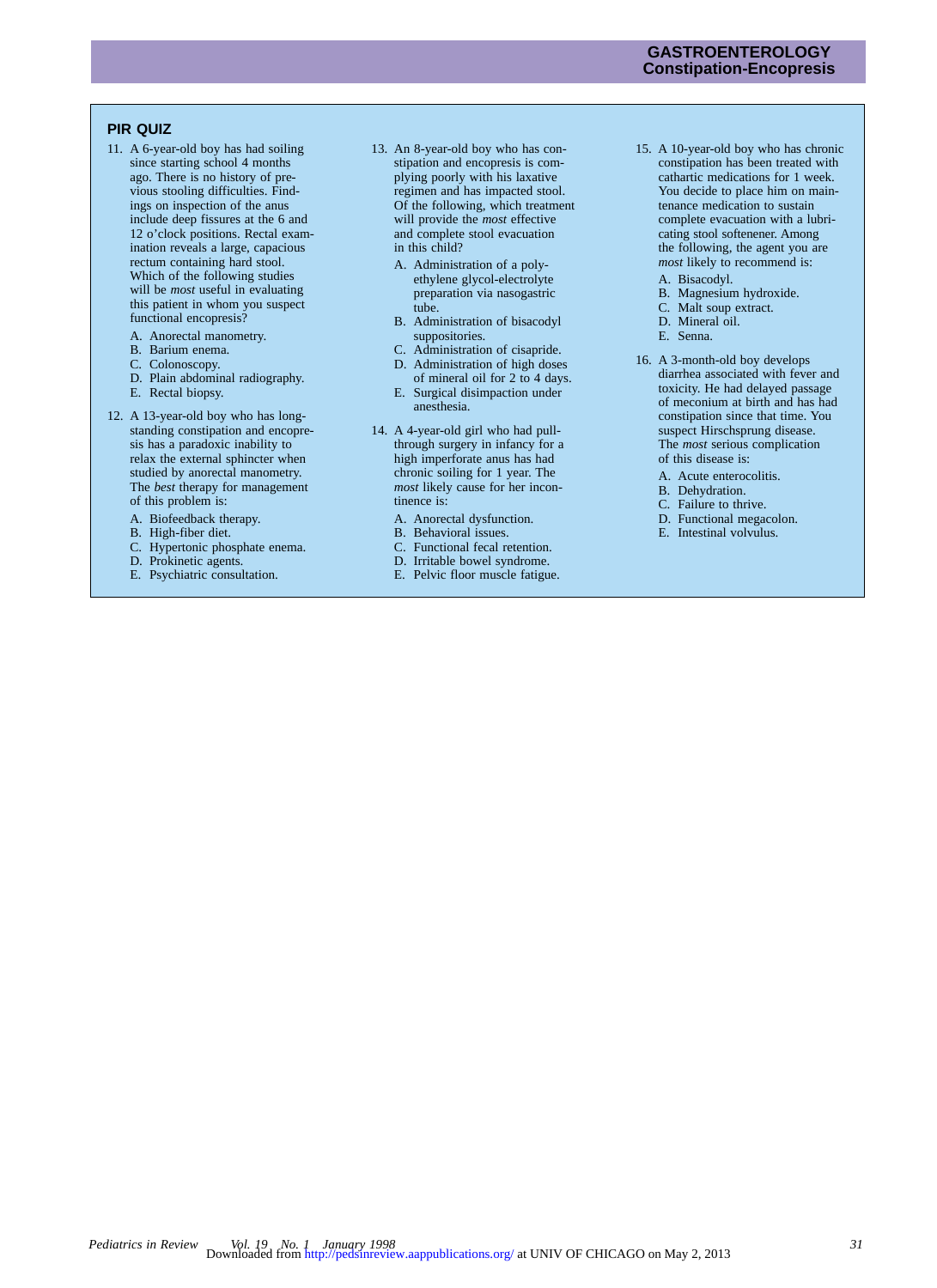## PIR QUIZ

11. A 6-year-old boy has had soiling since starting school 4 months ago. There is no history of previous stooling difficulties. Findings on inspection of the anus include deep fissures at the 6 and 12 o'clock positions. Rectal examination reveals a large, capacious rectum containing hard stool. Which of the following studies will be *most* useful in evaluating this patient in whom you suspect functional encopresis?
    - A. Anorectal manometry.
    - B. Barium enema.
    - C. Colonoscopy.
    - D. Plain abdominal radiography.
    - E. Rectal biopsy.

12. A 13-year-old boy who has longstanding constipation and encopresis has a paradoxic inability to relax the external sphincter when studied by anorectal manometry. The *best* therapy for management of this problem is:
    - A. Biofeedback therapy.
    - B. High-fiber diet.
    - C. Hypertonic phosphate enema.
    - D. Prokinetic agents.
    - E. Psychiatric consultation.

13. An 8-year-old boy who has constipation and encopresis is complying poorly with his laxative regimen and has impacted stool. Of the following, which treatment will provide the *most* effective and complete stool evacuation in this child?
    - A. Administration of a polyethylene glycol-electrolyte preparation via nasogastric tube.
    - B. Administration of bisacodyl suppositories.
    - C. Administration of cisapride.
    - D. Administration of high doses of mineral oil for 2 to 4 days.
    - E. Surgical disimpaction under anesthesia.

14. A 4-year-old girl who had pull-through surgery in infancy for a high imperforate anus has had chronic soiling for 1 year. The *most* likely cause for her incontinence is:
    - A. Anorectal dysfunction.
    - B. Behavioral issues.
    - C. Functional fecal retention.
    - D. Irritable bowel syndrome.
    - E. Pelvic floor muscle fatigue.

15. A 10-year-old boy who has chronic constipation has been treated with cathartic medications for 1 week. You decide to place him on maintenance medication to sustain complete evacuation with a lubricating stool softener. Among the following, the agent you are *most* likely to recommend is:
    - A. Bisacodyl.
    - B. Magnesium hydroxide.
    - C. Malt soup extract.
    - D. Mineral oil.
    - E. Senna.

16. A 3-month-old boy develops diarrhea associated with fever and toxicity. He had delayed passage of meconium at birth and has had constipation since that time. You suspect Hirschsprung disease. The *most* serious complication of this disease is:
    - A. Acute enterocolitis.
    - B. Dehydration.
    - C. Failure to thrive.
    - D. Functional megacolon.
    - E. Intestinal volvulus.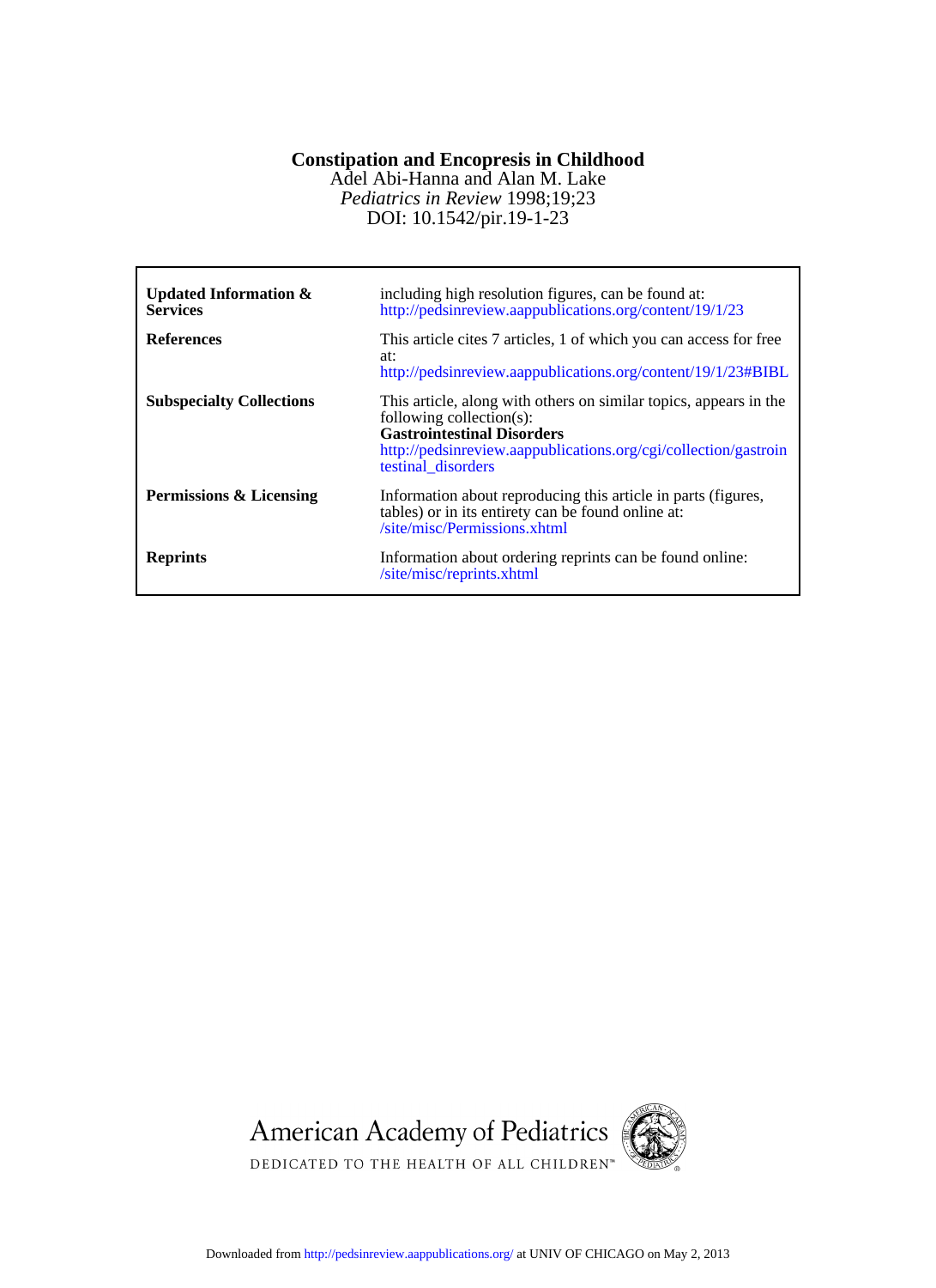**Constipation and Encopresis in Childhood**
Adel Abi-Hanna and Alan M. Lake
*Pediatrics in Review* 1998;19;23
DOI: 10.1542/pir.19-1-23

| | |
|---|---|
| **Updated Information & Services** | including high resolution figures, can be found at: http://pedsinreview.aappublications.org/content/19/1/23 |
| **References** | This article cites 7 articles, 1 of which you can access for free at: http://pedsinreview.aappublications.org/content/19/1/23#BIBL |
| **Subspecialty Collections** | This article, along with others on similar topics, appears in the following collection(s): **Gastrointestinal Disorders** http://pedsinreview.aappublications.org/cgi/collection/gastrointestinal_disorders |
| **Permissions & Licensing** | Information about reproducing this article in parts (figures, tables) or in its entirety can be found online at: /site/misc/Permissions.xhtml |
| **Reprints** | Information about ordering reprints can be found online: /site/misc/reprints.xhtml |

American Academy of Pediatrics

DEDICATED TO THE HEALTH OF ALL CHILDREN™

Downloaded from http://pedsinreview.aappublications.org/ at UNIV OF CHICAGO on May 2, 2013